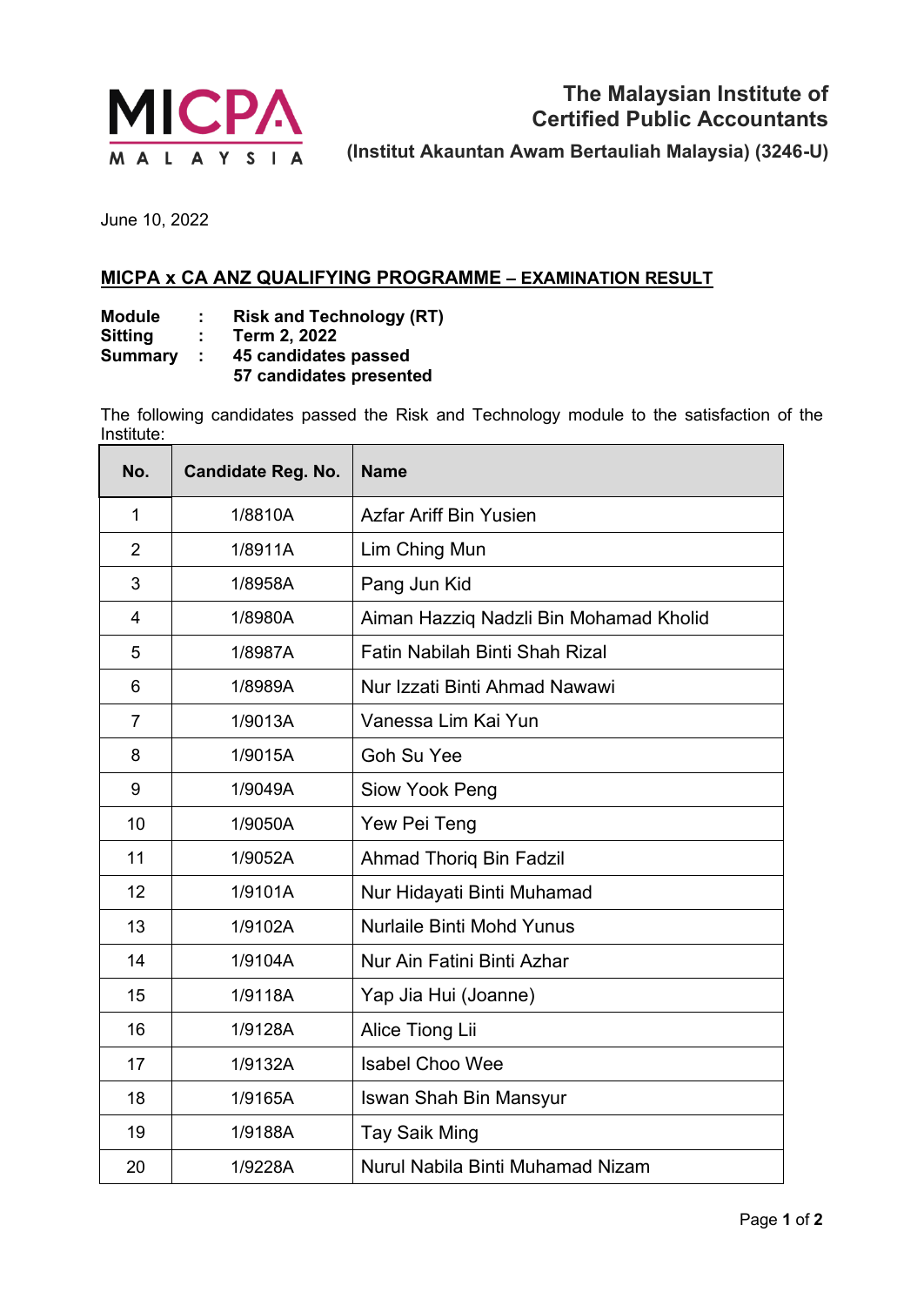**MICPA MALAYSIA**

**The Malaysian Institute of Certified Public Accountants**

**(Institut Akauntan Awam Bertauliah Malaysia) (3246-U)**

June 10, 2022

## MICPA x CA ANZ QUALIFYING PROGRAMME – EXAMINATION RESULT

**Module : Risk and Technology (RT)**
**Sitting : Term 2, 2022**
**Summary : 45 candidates passed**
**57 candidates presented**

The following candidates passed the Risk and Technology module to the satisfaction of the Institute:

| No. | Candidate Reg. No. | Name |
|---|---|---|
| 1 | 1/8810A | Azfar Ariff Bin Yusien |
| 2 | 1/8911A | Lim Ching Mun |
| 3 | 1/8958A | Pang Jun Kid |
| 4 | 1/8980A | Aiman Hazziq Nadzli Bin Mohamad Kholid |
| 5 | 1/8987A | Fatin Nabilah Binti Shah Rizal |
| 6 | 1/8989A | Nur Izzati Binti Ahmad Nawawi |
| 7 | 1/9013A | Vanessa Lim Kai Yun |
| 8 | 1/9015A | Goh Su Yee |
| 9 | 1/9049A | Siow Yook Peng |
| 10 | 1/9050A | Yew Pei Teng |
| 11 | 1/9052A | Ahmad Thoriq Bin Fadzil |
| 12 | 1/9101A | Nur Hidayati Binti Muhamad |
| 13 | 1/9102A | Nurlaile Binti Mohd Yunus |
| 14 | 1/9104A | Nur Ain Fatini Binti Azhar |
| 15 | 1/9118A | Yap Jia Hui (Joanne) |
| 16 | 1/9128A | Alice Tiong Lii |
| 17 | 1/9132A | Isabel Choo Wee |
| 18 | 1/9165A | Iswan Shah Bin Mansyur |
| 19 | 1/9188A | Tay Saik Ming |
| 20 | 1/9228A | Nurul Nabila Binti Muhamad Nizam |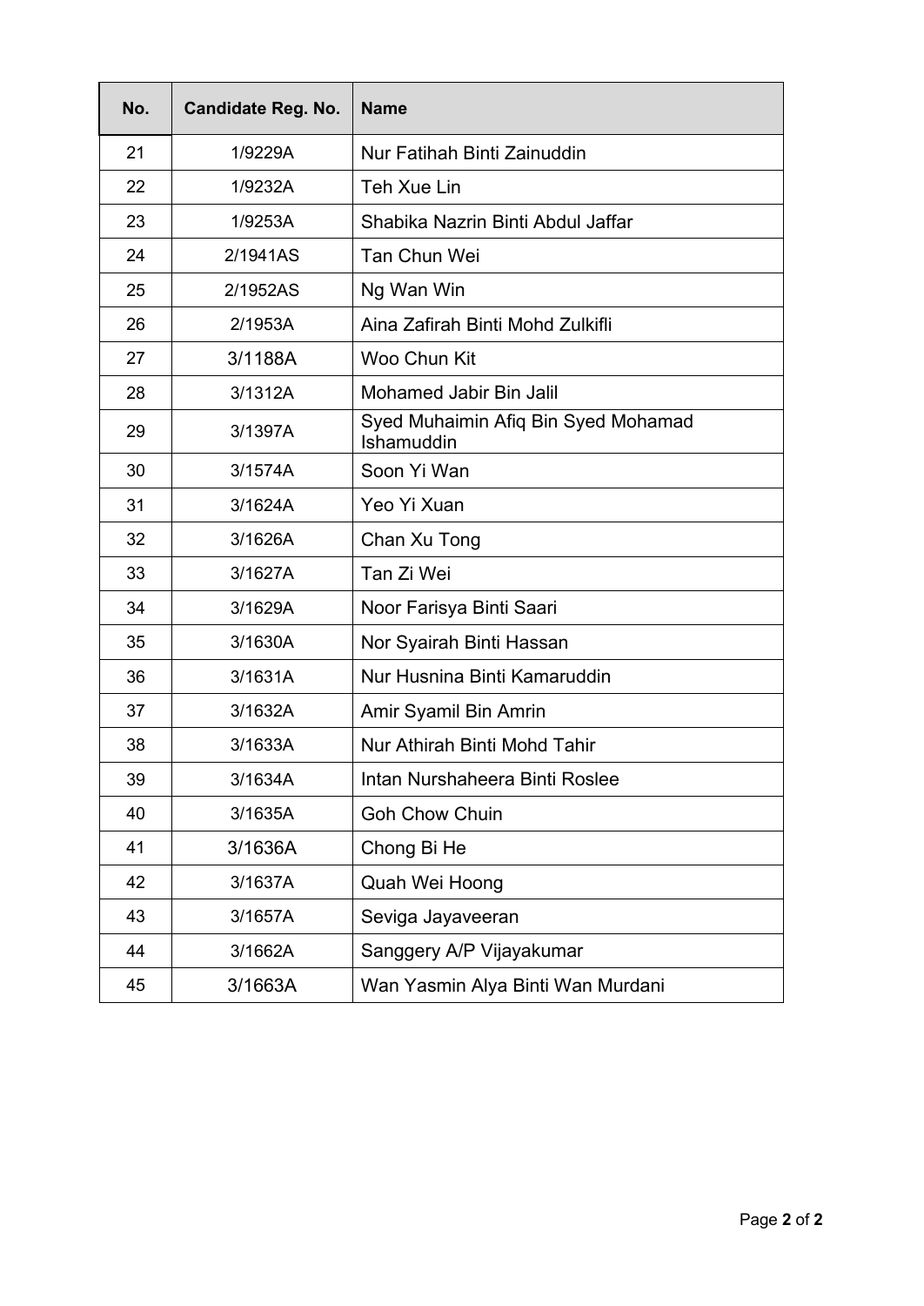| No. | Candidate Reg. No. | Name |
|---|---|---|
| 21 | 1/9229A | Nur Fatihah Binti Zainuddin |
| 22 | 1/9232A | Teh Xue Lin |
| 23 | 1/9253A | Shabika Nazrin Binti Abdul Jaffar |
| 24 | 2/1941AS | Tan Chun Wei |
| 25 | 2/1952AS | Ng Wan Win |
| 26 | 2/1953A | Aina Zafirah Binti Mohd Zulkifli |
| 27 | 3/1188A | Woo Chun Kit |
| 28 | 3/1312A | Mohamed Jabir Bin Jalil |
| 29 | 3/1397A | Syed Muhaimin Afiq Bin Syed Mohamad Ishamuddin |
| 30 | 3/1574A | Soon Yi Wan |
| 31 | 3/1624A | Yeo Yi Xuan |
| 32 | 3/1626A | Chan Xu Tong |
| 33 | 3/1627A | Tan Zi Wei |
| 34 | 3/1629A | Noor Farisya Binti Saari |
| 35 | 3/1630A | Nor Syairah Binti Hassan |
| 36 | 3/1631A | Nur Husnina Binti Kamaruddin |
| 37 | 3/1632A | Amir Syamil Bin Amrin |
| 38 | 3/1633A | Nur Athirah Binti Mohd Tahir |
| 39 | 3/1634A | Intan Nurshaheera Binti Roslee |
| 40 | 3/1635A | Goh Chow Chuin |
| 41 | 3/1636A | Chong Bi He |
| 42 | 3/1637A | Quah Wei Hoong |
| 43 | 3/1657A | Seviga Jayaveeran |
| 44 | 3/1662A | Sanggery A/P Vijayakumar |
| 45 | 3/1663A | Wan Yasmin Alya Binti Wan Murdani |